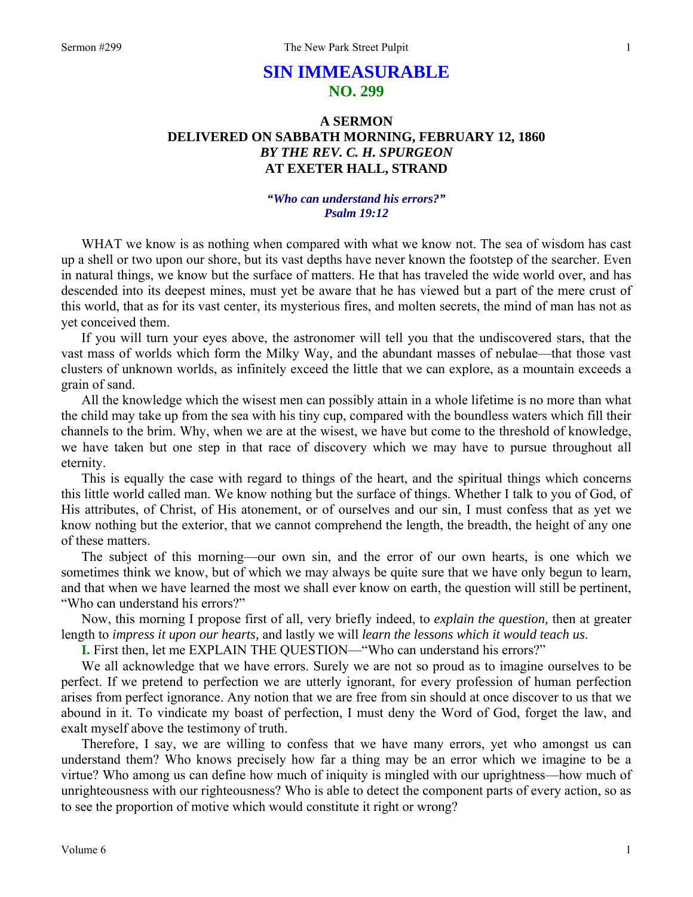# SIN IMMEASURABLE
## NO. 299

### A SERMON
### DELIVERED ON SABBATH MORNING, FEBRUARY 12, 1860
### *BY THE REV. C. H. SPURGEON*
### AT EXETER HALL, STRAND

***"Who can understand his errors?"***
***Psalm 19:12***

WHAT we know is as nothing when compared with what we know not. The sea of wisdom has cast up a shell or two upon our shore, but its vast depths have never known the footstep of the searcher. Even in natural things, we know but the surface of matters. He that has traveled the wide world over, and has descended into its deepest mines, must yet be aware that he has viewed but a part of the mere crust of this world, that as for its vast center, its mysterious fires, and molten secrets, the mind of man has not as yet conceived them.

If you will turn your eyes above, the astronomer will tell you that the undiscovered stars, that the vast mass of worlds which form the Milky Way, and the abundant masses of nebulae—that those vast clusters of unknown worlds, as infinitely exceed the little that we can explore, as a mountain exceeds a grain of sand.

All the knowledge which the wisest men can possibly attain in a whole lifetime is no more than what the child may take up from the sea with his tiny cup, compared with the boundless waters which fill their channels to the brim. Why, when we are at the wisest, we have but come to the threshold of knowledge, we have taken but one step in that race of discovery which we may have to pursue throughout all eternity.

This is equally the case with regard to things of the heart, and the spiritual things which concerns this little world called man. We know nothing but the surface of things. Whether I talk to you of God, of His attributes, of Christ, of His atonement, or of ourselves and our sin, I must confess that as yet we know nothing but the exterior, that we cannot comprehend the length, the breadth, the height of any one of these matters.

The subject of this morning—our own sin, and the error of our own hearts, is one which we sometimes think we know, but of which we may always be quite sure that we have only begun to learn, and that when we have learned the most we shall ever know on earth, the question will still be pertinent, "Who can understand his errors?"

Now, this morning I propose first of all, very briefly indeed, to *explain the question,* then at greater length to *impress it upon our hearts,* and lastly we will *learn the lessons which it would teach us*.

**I.** First then, let me EXPLAIN THE QUESTION—"Who can understand his errors?"

We all acknowledge that we have errors. Surely we are not so proud as to imagine ourselves to be perfect. If we pretend to perfection we are utterly ignorant, for every profession of human perfection arises from perfect ignorance. Any notion that we are free from sin should at once discover to us that we abound in it. To vindicate my boast of perfection, I must deny the Word of God, forget the law, and exalt myself above the testimony of truth.

Therefore, I say, we are willing to confess that we have many errors, yet who amongst us can understand them? Who knows precisely how far a thing may be an error which we imagine to be a virtue? Who among us can define how much of iniquity is mingled with our uprightness—how much of unrighteousness with our righteousness? Who is able to detect the component parts of every action, so as to see the proportion of motive which would constitute it right or wrong?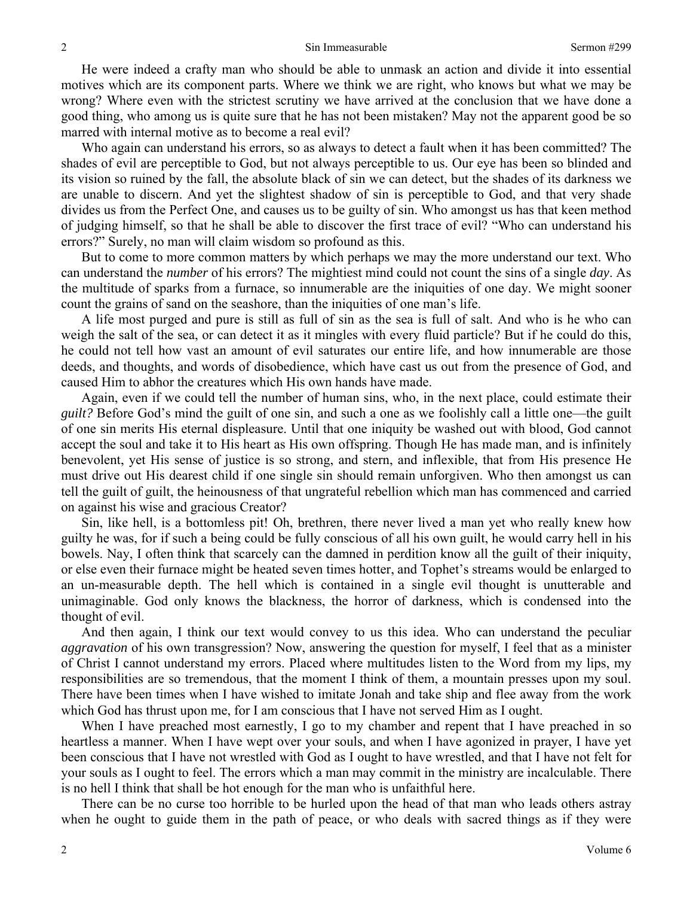He were indeed a crafty man who should be able to unmask an action and divide it into essential motives which are its component parts. Where we think we are right, who knows but what we may be wrong? Where even with the strictest scrutiny we have arrived at the conclusion that we have done a good thing, who among us is quite sure that he has not been mistaken? May not the apparent good be so marred with internal motive as to become a real evil?

Who again can understand his errors, so as always to detect a fault when it has been committed? The shades of evil are perceptible to God, but not always perceptible to us. Our eye has been so blinded and its vision so ruined by the fall, the absolute black of sin we can detect, but the shades of its darkness we are unable to discern. And yet the slightest shadow of sin is perceptible to God, and that very shade divides us from the Perfect One, and causes us to be guilty of sin. Who amongst us has that keen method of judging himself, so that he shall be able to discover the first trace of evil? "Who can understand his errors?" Surely, no man will claim wisdom so profound as this.

But to come to more common matters by which perhaps we may the more understand our text. Who can understand the *number* of his errors? The mightiest mind could not count the sins of a single *day*. As the multitude of sparks from a furnace, so innumerable are the iniquities of one day. We might sooner count the grains of sand on the seashore, than the iniquities of one man's life.

A life most purged and pure is still as full of sin as the sea is full of salt. And who is he who can weigh the salt of the sea, or can detect it as it mingles with every fluid particle? But if he could do this, he could not tell how vast an amount of evil saturates our entire life, and how innumerable are those deeds, and thoughts, and words of disobedience, which have cast us out from the presence of God, and caused Him to abhor the creatures which His own hands have made.

Again, even if we could tell the number of human sins, who, in the next place, could estimate their *guilt?* Before God's mind the guilt of one sin, and such a one as we foolishly call a little one—the guilt of one sin merits His eternal displeasure. Until that one iniquity be washed out with blood, God cannot accept the soul and take it to His heart as His own offspring. Though He has made man, and is infinitely benevolent, yet His sense of justice is so strong, and stern, and inflexible, that from His presence He must drive out His dearest child if one single sin should remain unforgiven. Who then amongst us can tell the guilt of guilt, the heinousness of that ungrateful rebellion which man has commenced and carried on against his wise and gracious Creator?

Sin, like hell, is a bottomless pit! Oh, brethren, there never lived a man yet who really knew how guilty he was, for if such a being could be fully conscious of all his own guilt, he would carry hell in his bowels. Nay, I often think that scarcely can the damned in perdition know all the guilt of their iniquity, or else even their furnace might be heated seven times hotter, and Tophet's streams would be enlarged to an un-measurable depth. The hell which is contained in a single evil thought is unutterable and unimaginable. God only knows the blackness, the horror of darkness, which is condensed into the thought of evil.

And then again, I think our text would convey to us this idea. Who can understand the peculiar *aggravation* of his own transgression? Now, answering the question for myself, I feel that as a minister of Christ I cannot understand my errors. Placed where multitudes listen to the Word from my lips, my responsibilities are so tremendous, that the moment I think of them, a mountain presses upon my soul. There have been times when I have wished to imitate Jonah and take ship and flee away from the work which God has thrust upon me, for I am conscious that I have not served Him as I ought.

When I have preached most earnestly, I go to my chamber and repent that I have preached in so heartless a manner. When I have wept over your souls, and when I have agonized in prayer, I have yet been conscious that I have not wrestled with God as I ought to have wrestled, and that I have not felt for your souls as I ought to feel. The errors which a man may commit in the ministry are incalculable. There is no hell I think that shall be hot enough for the man who is unfaithful here.

There can be no curse too horrible to be hurled upon the head of that man who leads others astray when he ought to guide them in the path of peace, or who deals with sacred things as if they were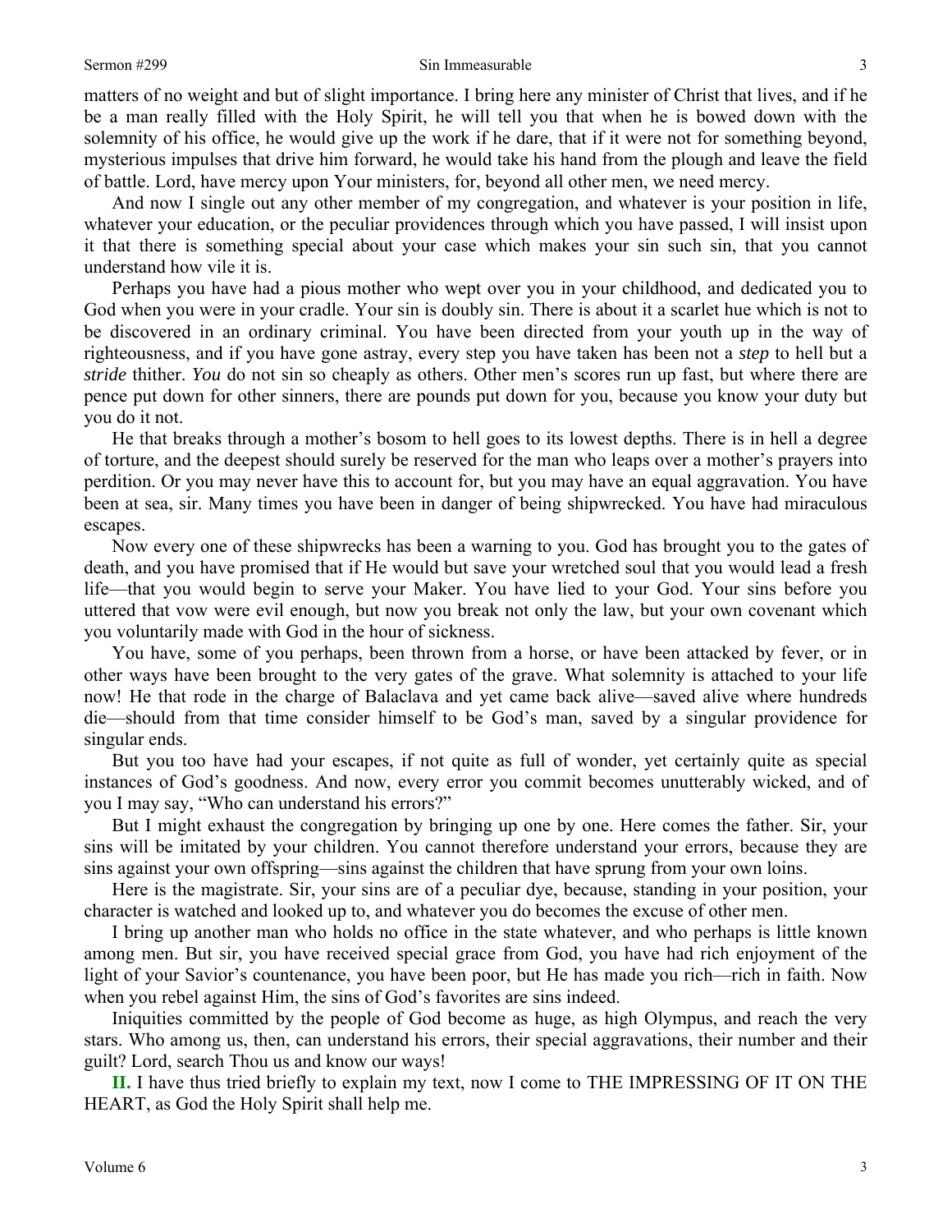matters of no weight and but of slight importance. I bring here any minister of Christ that lives, and if he be a man really filled with the Holy Spirit, he will tell you that when he is bowed down with the solemnity of his office, he would give up the work if he dare, that if it were not for something beyond, mysterious impulses that drive him forward, he would take his hand from the plough and leave the field of battle. Lord, have mercy upon Your ministers, for, beyond all other men, we need mercy.

And now I single out any other member of my congregation, and whatever is your position in life, whatever your education, or the peculiar providences through which you have passed, I will insist upon it that there is something special about your case which makes your sin such sin, that you cannot understand how vile it is.

Perhaps you have had a pious mother who wept over you in your childhood, and dedicated you to God when you were in your cradle. Your sin is doubly sin. There is about it a scarlet hue which is not to be discovered in an ordinary criminal. You have been directed from your youth up in the way of righteousness, and if you have gone astray, every step you have taken has been not a *step* to hell but a *stride* thither. *You* do not sin so cheaply as others. Other men's scores run up fast, but where there are pence put down for other sinners, there are pounds put down for you, because you know your duty but you do it not.

He that breaks through a mother's bosom to hell goes to its lowest depths. There is in hell a degree of torture, and the deepest should surely be reserved for the man who leaps over a mother's prayers into perdition. Or you may never have this to account for, but you may have an equal aggravation. You have been at sea, sir. Many times you have been in danger of being shipwrecked. You have had miraculous escapes.

Now every one of these shipwrecks has been a warning to you. God has brought you to the gates of death, and you have promised that if He would but save your wretched soul that you would lead a fresh life—that you would begin to serve your Maker. You have lied to your God. Your sins before you uttered that vow were evil enough, but now you break not only the law, but your own covenant which you voluntarily made with God in the hour of sickness.

You have, some of you perhaps, been thrown from a horse, or have been attacked by fever, or in other ways have been brought to the very gates of the grave. What solemnity is attached to your life now! He that rode in the charge of Balaclava and yet came back alive—saved alive where hundreds die—should from that time consider himself to be God's man, saved by a singular providence for singular ends.

But you too have had your escapes, if not quite as full of wonder, yet certainly quite as special instances of God's goodness. And now, every error you commit becomes unutterably wicked, and of you I may say, "Who can understand his errors?"

But I might exhaust the congregation by bringing up one by one. Here comes the father. Sir, your sins will be imitated by your children. You cannot therefore understand your errors, because they are sins against your own offspring—sins against the children that have sprung from your own loins.

Here is the magistrate. Sir, your sins are of a peculiar dye, because, standing in your position, your character is watched and looked up to, and whatever you do becomes the excuse of other men.

I bring up another man who holds no office in the state whatever, and who perhaps is little known among men. But sir, you have received special grace from God, you have had rich enjoyment of the light of your Savior's countenance, you have been poor, but He has made you rich—rich in faith. Now when you rebel against Him, the sins of God's favorites are sins indeed.

Iniquities committed by the people of God become as huge, as high Olympus, and reach the very stars. Who among us, then, can understand his errors, their special aggravations, their number and their guilt? Lord, search Thou us and know our ways!

**II.** I have thus tried briefly to explain my text, now I come to THE IMPRESSING OF IT ON THE HEART, as God the Holy Spirit shall help me.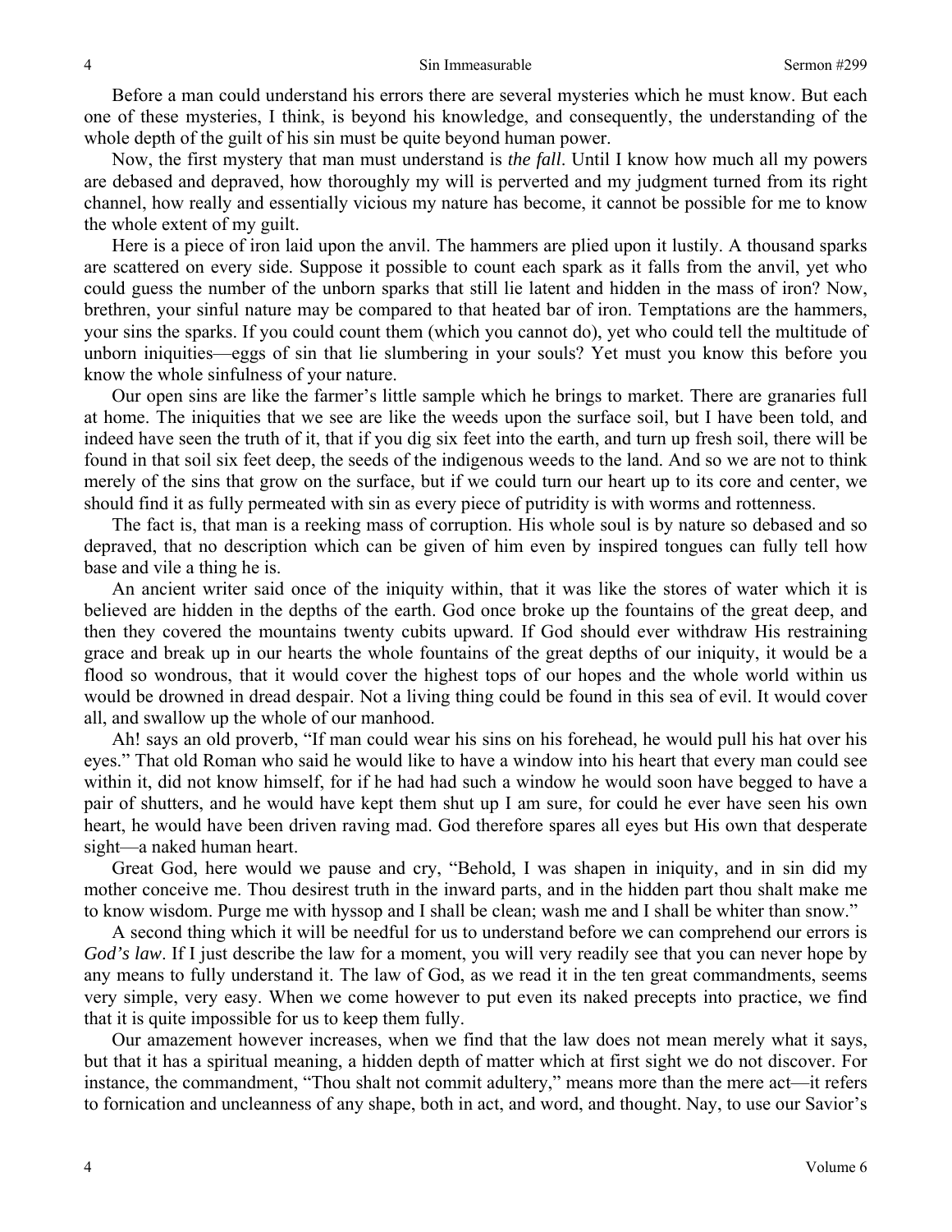Before a man could understand his errors there are several mysteries which he must know. But each one of these mysteries, I think, is beyond his knowledge, and consequently, the understanding of the whole depth of the guilt of his sin must be quite beyond human power.

Now, the first mystery that man must understand is *the fall*. Until I know how much all my powers are debased and depraved, how thoroughly my will is perverted and my judgment turned from its right channel, how really and essentially vicious my nature has become, it cannot be possible for me to know the whole extent of my guilt.

Here is a piece of iron laid upon the anvil. The hammers are plied upon it lustily. A thousand sparks are scattered on every side. Suppose it possible to count each spark as it falls from the anvil, yet who could guess the number of the unborn sparks that still lie latent and hidden in the mass of iron? Now, brethren, your sinful nature may be compared to that heated bar of iron. Temptations are the hammers, your sins the sparks. If you could count them (which you cannot do), yet who could tell the multitude of unborn iniquities—eggs of sin that lie slumbering in your souls? Yet must you know this before you know the whole sinfulness of your nature.

Our open sins are like the farmer's little sample which he brings to market. There are granaries full at home. The iniquities that we see are like the weeds upon the surface soil, but I have been told, and indeed have seen the truth of it, that if you dig six feet into the earth, and turn up fresh soil, there will be found in that soil six feet deep, the seeds of the indigenous weeds to the land. And so we are not to think merely of the sins that grow on the surface, but if we could turn our heart up to its core and center, we should find it as fully permeated with sin as every piece of putridity is with worms and rottenness.

The fact is, that man is a reeking mass of corruption. His whole soul is by nature so debased and so depraved, that no description which can be given of him even by inspired tongues can fully tell how base and vile a thing he is.

An ancient writer said once of the iniquity within, that it was like the stores of water which it is believed are hidden in the depths of the earth. God once broke up the fountains of the great deep, and then they covered the mountains twenty cubits upward. If God should ever withdraw His restraining grace and break up in our hearts the whole fountains of the great depths of our iniquity, it would be a flood so wondrous, that it would cover the highest tops of our hopes and the whole world within us would be drowned in dread despair. Not a living thing could be found in this sea of evil. It would cover all, and swallow up the whole of our manhood.

Ah! says an old proverb, "If man could wear his sins on his forehead, he would pull his hat over his eyes." That old Roman who said he would like to have a window into his heart that every man could see within it, did not know himself, for if he had had such a window he would soon have begged to have a pair of shutters, and he would have kept them shut up I am sure, for could he ever have seen his own heart, he would have been driven raving mad. God therefore spares all eyes but His own that desperate sight—a naked human heart.

Great God, here would we pause and cry, "Behold, I was shapen in iniquity, and in sin did my mother conceive me. Thou desirest truth in the inward parts, and in the hidden part thou shalt make me to know wisdom. Purge me with hyssop and I shall be clean; wash me and I shall be whiter than snow."

A second thing which it will be needful for us to understand before we can comprehend our errors is *God's law*. If I just describe the law for a moment, you will very readily see that you can never hope by any means to fully understand it. The law of God, as we read it in the ten great commandments, seems very simple, very easy. When we come however to put even its naked precepts into practice, we find that it is quite impossible for us to keep them fully.

Our amazement however increases, when we find that the law does not mean merely what it says, but that it has a spiritual meaning, a hidden depth of matter which at first sight we do not discover. For instance, the commandment, "Thou shalt not commit adultery," means more than the mere act—it refers to fornication and uncleanness of any shape, both in act, and word, and thought. Nay, to use our Savior's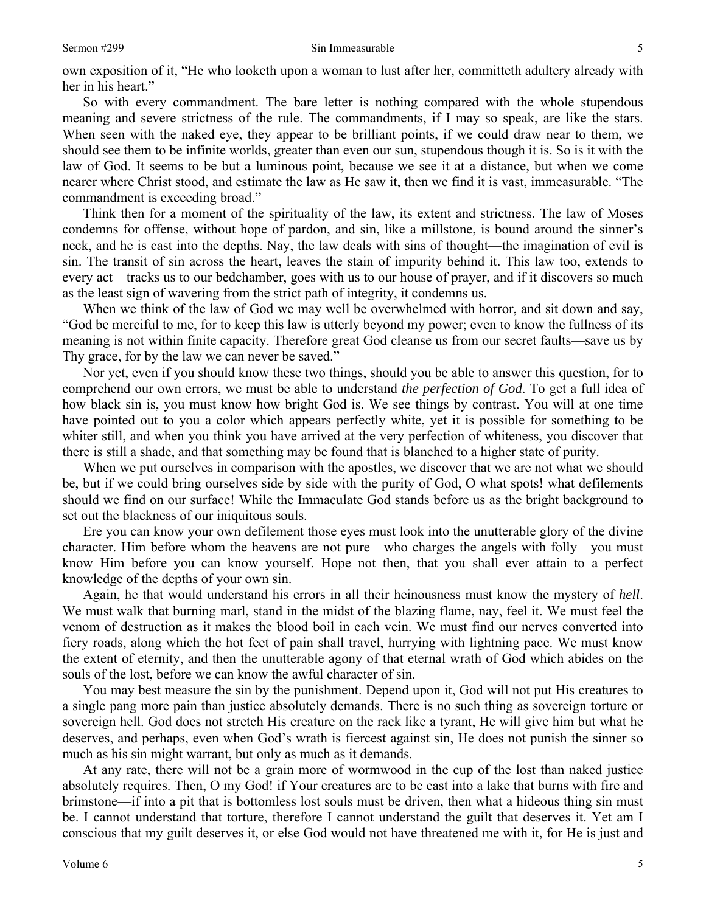own exposition of it, "He who looketh upon a woman to lust after her, committeth adultery already with her in his heart."

So with every commandment. The bare letter is nothing compared with the whole stupendous meaning and severe strictness of the rule. The commandments, if I may so speak, are like the stars. When seen with the naked eye, they appear to be brilliant points, if we could draw near to them, we should see them to be infinite worlds, greater than even our sun, stupendous though it is. So is it with the law of God. It seems to be but a luminous point, because we see it at a distance, but when we come nearer where Christ stood, and estimate the law as He saw it, then we find it is vast, immeasurable. "The commandment is exceeding broad."

Think then for a moment of the spirituality of the law, its extent and strictness. The law of Moses condemns for offense, without hope of pardon, and sin, like a millstone, is bound around the sinner's neck, and he is cast into the depths. Nay, the law deals with sins of thought—the imagination of evil is sin. The transit of sin across the heart, leaves the stain of impurity behind it. This law too, extends to every act—tracks us to our bedchamber, goes with us to our house of prayer, and if it discovers so much as the least sign of wavering from the strict path of integrity, it condemns us.

When we think of the law of God we may well be overwhelmed with horror, and sit down and say, "God be merciful to me, for to keep this law is utterly beyond my power; even to know the fullness of its meaning is not within finite capacity. Therefore great God cleanse us from our secret faults—save us by Thy grace, for by the law we can never be saved."

Nor yet, even if you should know these two things, should you be able to answer this question, for to comprehend our own errors, we must be able to understand *the perfection of God*. To get a full idea of how black sin is, you must know how bright God is. We see things by contrast. You will at one time have pointed out to you a color which appears perfectly white, yet it is possible for something to be whiter still, and when you think you have arrived at the very perfection of whiteness, you discover that there is still a shade, and that something may be found that is blanched to a higher state of purity.

When we put ourselves in comparison with the apostles, we discover that we are not what we should be, but if we could bring ourselves side by side with the purity of God, O what spots! what defilements should we find on our surface! While the Immaculate God stands before us as the bright background to set out the blackness of our iniquitous souls.

Ere you can know your own defilement those eyes must look into the unutterable glory of the divine character. Him before whom the heavens are not pure—who charges the angels with folly—you must know Him before you can know yourself. Hope not then, that you shall ever attain to a perfect knowledge of the depths of your own sin.

Again, he that would understand his errors in all their heinousness must know the mystery of *hell*. We must walk that burning marl, stand in the midst of the blazing flame, nay, feel it. We must feel the venom of destruction as it makes the blood boil in each vein. We must find our nerves converted into fiery roads, along which the hot feet of pain shall travel, hurrying with lightning pace. We must know the extent of eternity, and then the unutterable agony of that eternal wrath of God which abides on the souls of the lost, before we can know the awful character of sin.

You may best measure the sin by the punishment. Depend upon it, God will not put His creatures to a single pang more pain than justice absolutely demands. There is no such thing as sovereign torture or sovereign hell. God does not stretch His creature on the rack like a tyrant, He will give him but what he deserves, and perhaps, even when God's wrath is fiercest against sin, He does not punish the sinner so much as his sin might warrant, but only as much as it demands.

At any rate, there will not be a grain more of wormwood in the cup of the lost than naked justice absolutely requires. Then, O my God! if Your creatures are to be cast into a lake that burns with fire and brimstone—if into a pit that is bottomless lost souls must be driven, then what a hideous thing sin must be. I cannot understand that torture, therefore I cannot understand the guilt that deserves it. Yet am I conscious that my guilt deserves it, or else God would not have threatened me with it, for He is just and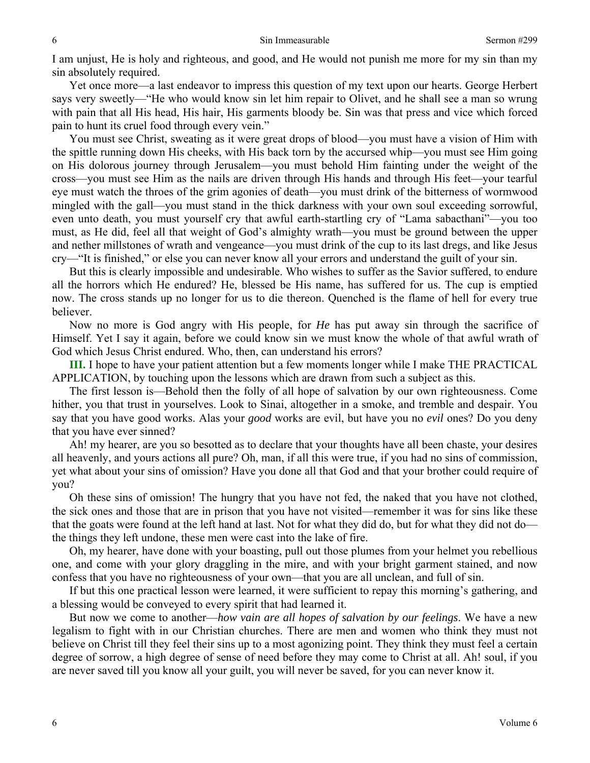I am unjust, He is holy and righteous, and good, and He would not punish me more for my sin than my sin absolutely required.

Yet once more—a last endeavor to impress this question of my text upon our hearts. George Herbert says very sweetly—"He who would know sin let him repair to Olivet, and he shall see a man so wrung with pain that all His head, His hair, His garments bloody be. Sin was that press and vice which forced pain to hunt its cruel food through every vein."

You must see Christ, sweating as it were great drops of blood—you must have a vision of Him with the spittle running down His cheeks, with His back torn by the accursed whip—you must see Him going on His dolorous journey through Jerusalem—you must behold Him fainting under the weight of the cross—you must see Him as the nails are driven through His hands and through His feet—your tearful eye must watch the throes of the grim agonies of death—you must drink of the bitterness of wormwood mingled with the gall—you must stand in the thick darkness with your own soul exceeding sorrowful, even unto death, you must yourself cry that awful earth-startling cry of "Lama sabacthani"—you too must, as He did, feel all that weight of God's almighty wrath—you must be ground between the upper and nether millstones of wrath and vengeance—you must drink of the cup to its last dregs, and like Jesus cry—"It is finished," or else you can never know all your errors and understand the guilt of your sin.

But this is clearly impossible and undesirable. Who wishes to suffer as the Savior suffered, to endure all the horrors which He endured? He, blessed be His name, has suffered for us. The cup is emptied now. The cross stands up no longer for us to die thereon. Quenched is the flame of hell for every true believer.

Now no more is God angry with His people, for *He* has put away sin through the sacrifice of Himself. Yet I say it again, before we could know sin we must know the whole of that awful wrath of God which Jesus Christ endured. Who, then, can understand his errors?

**III.** I hope to have your patient attention but a few moments longer while I make THE PRACTICAL APPLICATION, by touching upon the lessons which are drawn from such a subject as this.

The first lesson is—Behold then the folly of all hope of salvation by our own righteousness. Come hither, you that trust in yourselves. Look to Sinai, altogether in a smoke, and tremble and despair. You say that you have good works. Alas your *good* works are evil, but have you no *evil* ones? Do you deny that you have ever sinned?

Ah! my hearer, are you so besotted as to declare that your thoughts have all been chaste, your desires all heavenly, and yours actions all pure? Oh, man, if all this were true, if you had no sins of commission, yet what about your sins of omission? Have you done all that God and that your brother could require of you?

Oh these sins of omission! The hungry that you have not fed, the naked that you have not clothed, the sick ones and those that are in prison that you have not visited—remember it was for sins like these that the goats were found at the left hand at last. Not for what they did do, but for what they did not do—the things they left undone, these men were cast into the lake of fire.

Oh, my hearer, have done with your boasting, pull out those plumes from your helmet you rebellious one, and come with your glory draggling in the mire, and with your bright garment stained, and now confess that you have no righteousness of your own—that you are all unclean, and full of sin.

If but this one practical lesson were learned, it were sufficient to repay this morning's gathering, and a blessing would be conveyed to every spirit that had learned it.

But now we come to another—*how vain are all hopes of salvation by our feelings*. We have a new legalism to fight with in our Christian churches. There are men and women who think they must not believe on Christ till they feel their sins up to a most agonizing point. They think they must feel a certain degree of sorrow, a high degree of sense of need before they may come to Christ at all. Ah! soul, if you are never saved till you know all your guilt, you will never be saved, for you can never know it.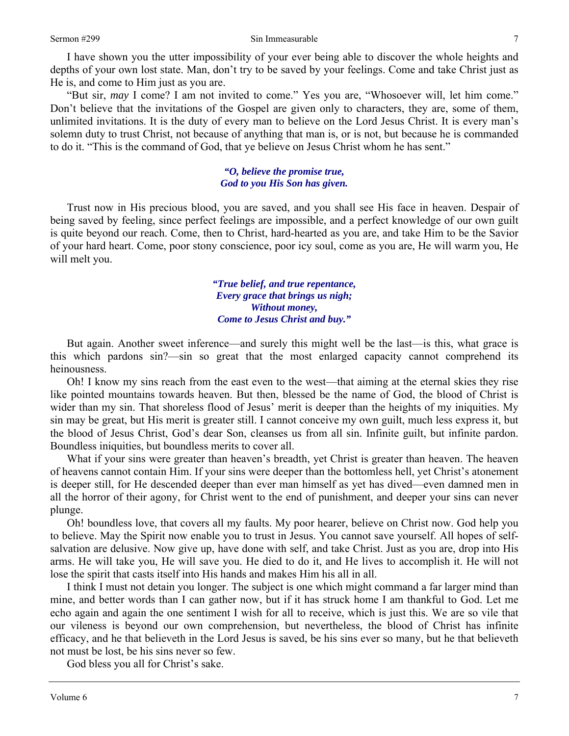I have shown you the utter impossibility of your ever being able to discover the whole heights and depths of your own lost state. Man, don't try to be saved by your feelings. Come and take Christ just as He is, and come to Him just as you are.

"But sir, *may* I come? I am not invited to come." Yes you are, "Whosoever will, let him come." Don't believe that the invitations of the Gospel are given only to characters, they are, some of them, unlimited invitations. It is the duty of every man to believe on the Lord Jesus Christ. It is every man's solemn duty to trust Christ, not because of anything that man is, or is not, but because he is commanded to do it. "This is the command of God, that ye believe on Jesus Christ whom he has sent."

> ***"O, believe the promise true,***
> ***God to you His Son has given.***

Trust now in His precious blood, you are saved, and you shall see His face in heaven. Despair of being saved by feeling, since perfect feelings are impossible, and a perfect knowledge of our own guilt is quite beyond our reach. Come, then to Christ, hard-hearted as you are, and take Him to be the Savior of your hard heart. Come, poor stony conscience, poor icy soul, come as you are, He will warm you, He will melt you.

> ***"True belief, and true repentance,***
> ***Every grace that brings us nigh;***
> ***Without money,***
> ***Come to Jesus Christ and buy."***

But again. Another sweet inference—and surely this might well be the last—is this, what grace is this which pardons sin?—sin so great that the most enlarged capacity cannot comprehend its heinousness.

Oh! I know my sins reach from the east even to the west—that aiming at the eternal skies they rise like pointed mountains towards heaven. But then, blessed be the name of God, the blood of Christ is wider than my sin. That shoreless flood of Jesus' merit is deeper than the heights of my iniquities. My sin may be great, but His merit is greater still. I cannot conceive my own guilt, much less express it, but the blood of Jesus Christ, God's dear Son, cleanses us from all sin. Infinite guilt, but infinite pardon. Boundless iniquities, but boundless merits to cover all.

What if your sins were greater than heaven's breadth, yet Christ is greater than heaven. The heaven of heavens cannot contain Him. If your sins were deeper than the bottomless hell, yet Christ's atonement is deeper still, for He descended deeper than ever man himself as yet has dived—even damned men in all the horror of their agony, for Christ went to the end of punishment, and deeper your sins can never plunge.

Oh! boundless love, that covers all my faults. My poor hearer, believe on Christ now. God help you to believe. May the Spirit now enable you to trust in Jesus. You cannot save yourself. All hopes of self-salvation are delusive. Now give up, have done with self, and take Christ. Just as you are, drop into His arms. He will take you, He will save you. He died to do it, and He lives to accomplish it. He will not lose the spirit that casts itself into His hands and makes Him his all in all.

I think I must not detain you longer. The subject is one which might command a far larger mind than mine, and better words than I can gather now, but if it has struck home I am thankful to God. Let me echo again and again the one sentiment I wish for all to receive, which is just this. We are so vile that our vileness is beyond our own comprehension, but nevertheless, the blood of Christ has infinite efficacy, and he that believeth in the Lord Jesus is saved, be his sins ever so many, but he that believeth not must be lost, be his sins never so few.

God bless you all for Christ's sake.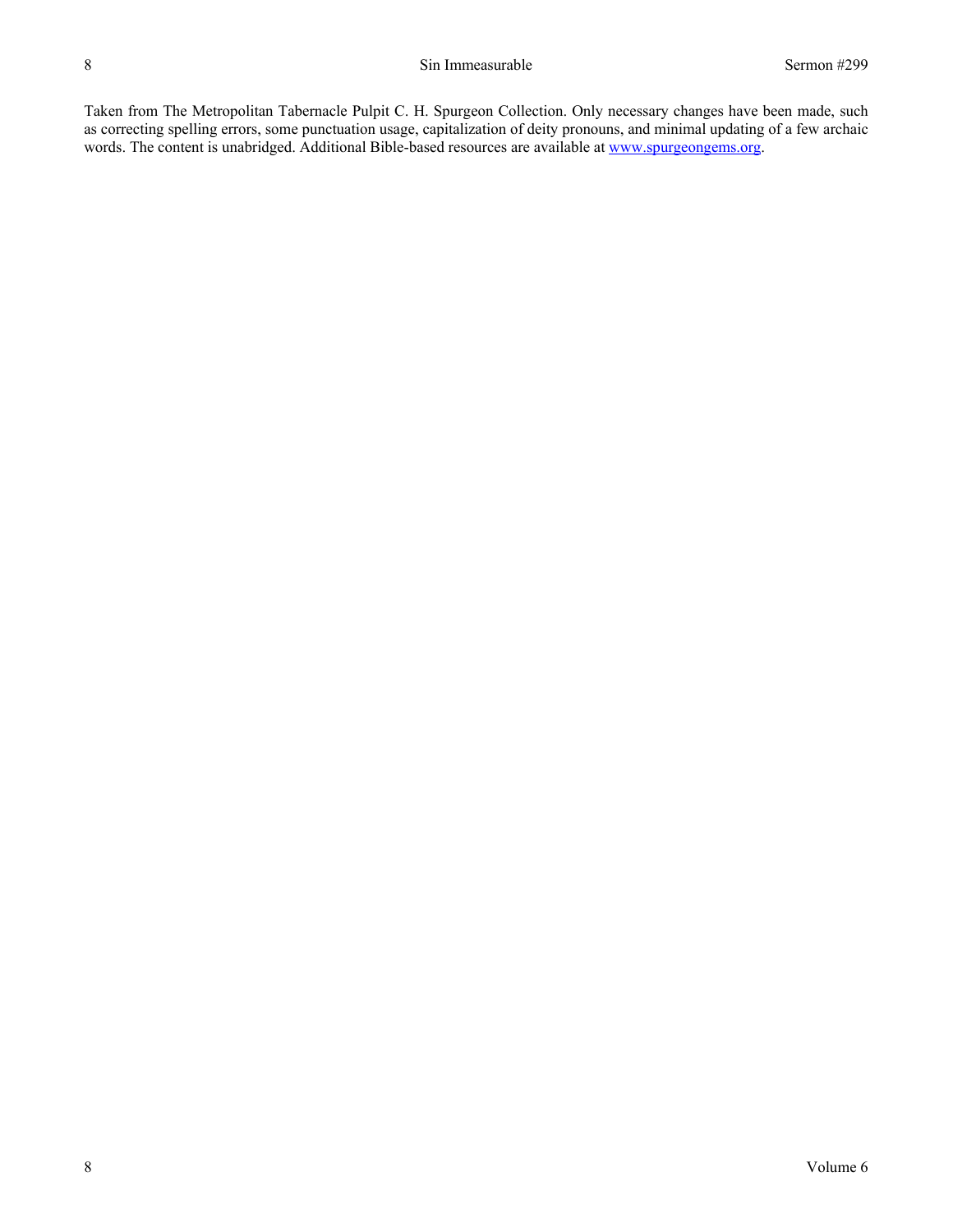Taken from The Metropolitan Tabernacle Pulpit C. H. Spurgeon Collection. Only necessary changes have been made, such as correcting spelling errors, some punctuation usage, capitalization of deity pronouns, and minimal updating of a few archaic words. The content is unabridged. Additional Bible-based resources are available at [www.spurgeongems.org](http://www.spurgeongems.org).